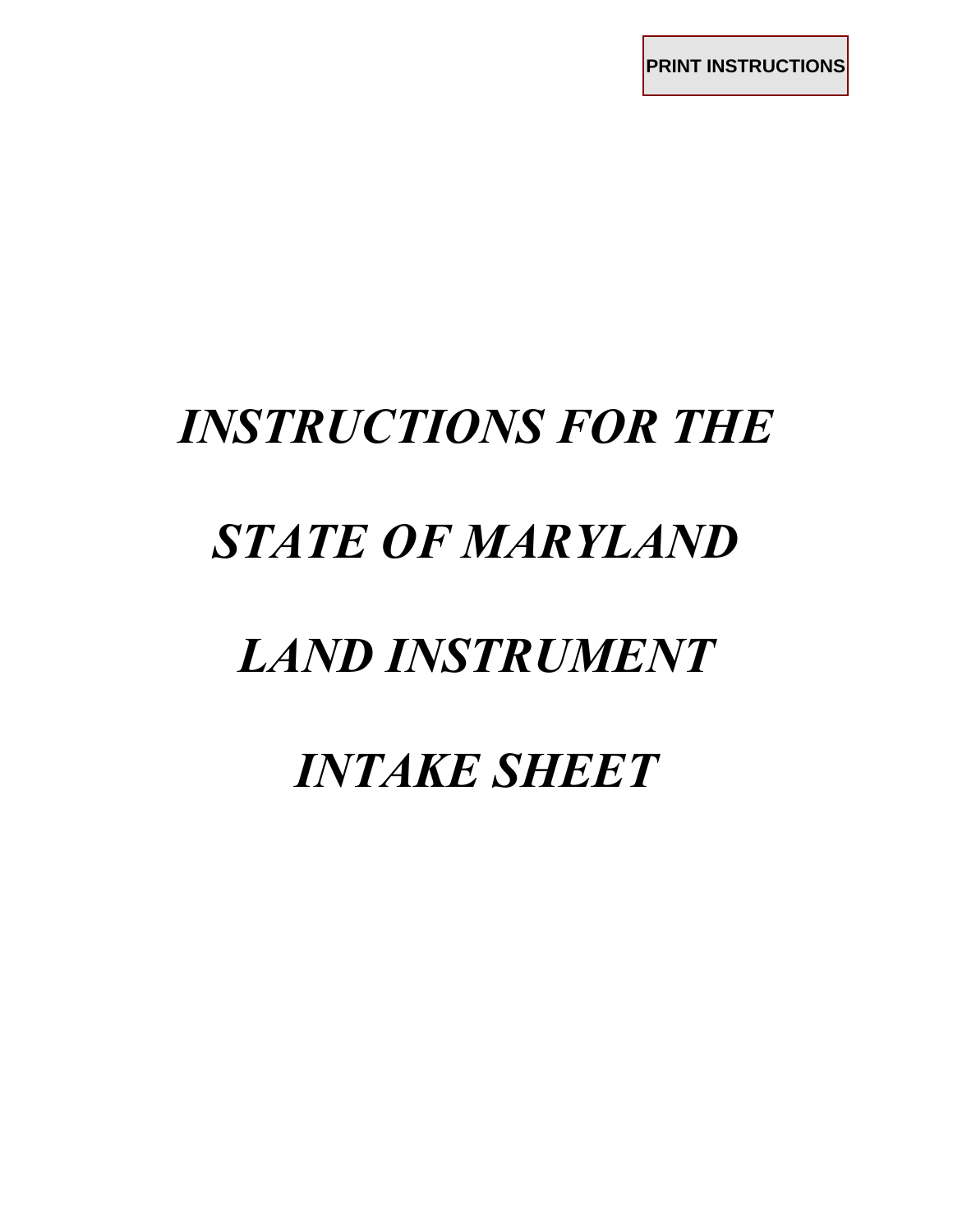PRINT INSTRUCTIONS

# *INSTRUCTIONS FOR THE*

# *STATE OF MARYLAND*

# *LAND INSTRUMENT*

# *INTAKE SHEET*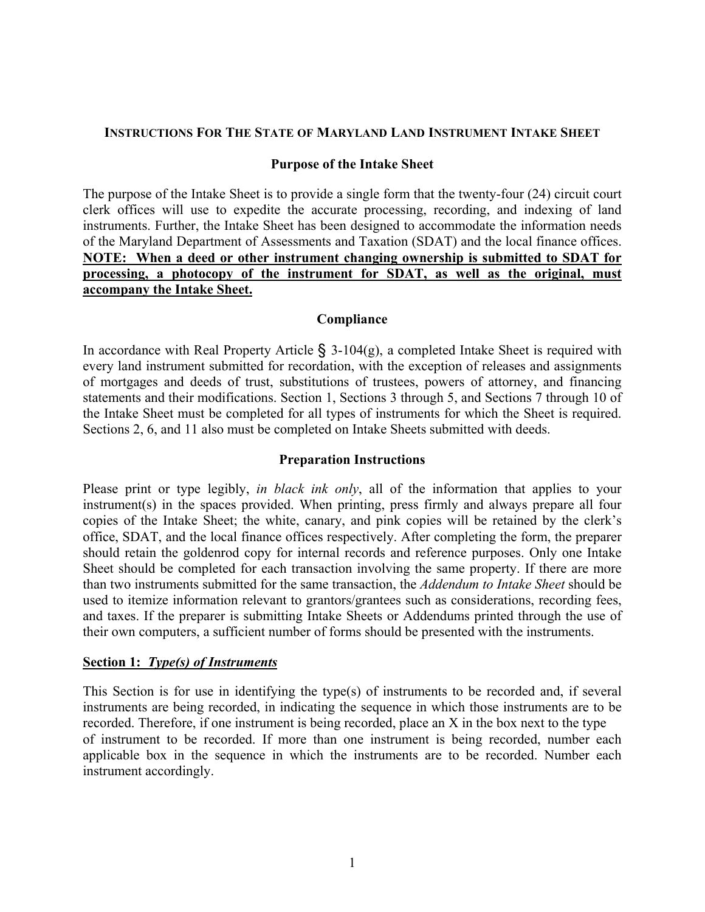**INSTRUCTIONS FOR THE STATE OF MARYLAND LAND INSTRUMENT INTAKE SHEET**

**Purpose of the Intake Sheet**

The purpose of the Intake Sheet is to provide a single form that the twenty-four (24) circuit court clerk offices will use to expedite the accurate processing, recording, and indexing of land instruments. Further, the Intake Sheet has been designed to accommodate the information needs of the Maryland Department of Assessments and Taxation (SDAT) and the local finance offices. **NOTE: When a deed or other instrument changing ownership is submitted to SDAT for processing, a photocopy of the instrument for SDAT, as well as the original, must accompany the Intake Sheet.**

**Compliance**

In accordance with Real Property Article § 3-104(g), a completed Intake Sheet is required with every land instrument submitted for recordation, with the exception of releases and assignments of mortgages and deeds of trust, substitutions of trustees, powers of attorney, and financing statements and their modifications. Section 1, Sections 3 through 5, and Sections 7 through 10 of the Intake Sheet must be completed for all types of instruments for which the Sheet is required. Sections 2, 6, and 11 also must be completed on Intake Sheets submitted with deeds.

**Preparation Instructions**

Please print or type legibly, *in black ink only*, all of the information that applies to your instrument(s) in the spaces provided. When printing, press firmly and always prepare all four copies of the Intake Sheet; the white, canary, and pink copies will be retained by the clerk's office, SDAT, and the local finance offices respectively. After completing the form, the preparer should retain the goldenrod copy for internal records and reference purposes. Only one Intake Sheet should be completed for each transaction involving the same property. If there are more than two instruments submitted for the same transaction, the *Addendum to Intake Sheet* should be used to itemize information relevant to grantors/grantees such as considerations, recording fees, and taxes. If the preparer is submitting Intake Sheets or Addendums printed through the use of their own computers, a sufficient number of forms should be presented with the instruments.

**Section 1: *Type(s) of Instruments***

This Section is for use in identifying the type(s) of instruments to be recorded and, if several instruments are being recorded, in indicating the sequence in which those instruments are to be recorded. Therefore, if one instrument is being recorded, place an X in the box next to the type of instrument to be recorded. If more than one instrument is being recorded, number each applicable box in the sequence in which the instruments are to be recorded. Number each instrument accordingly.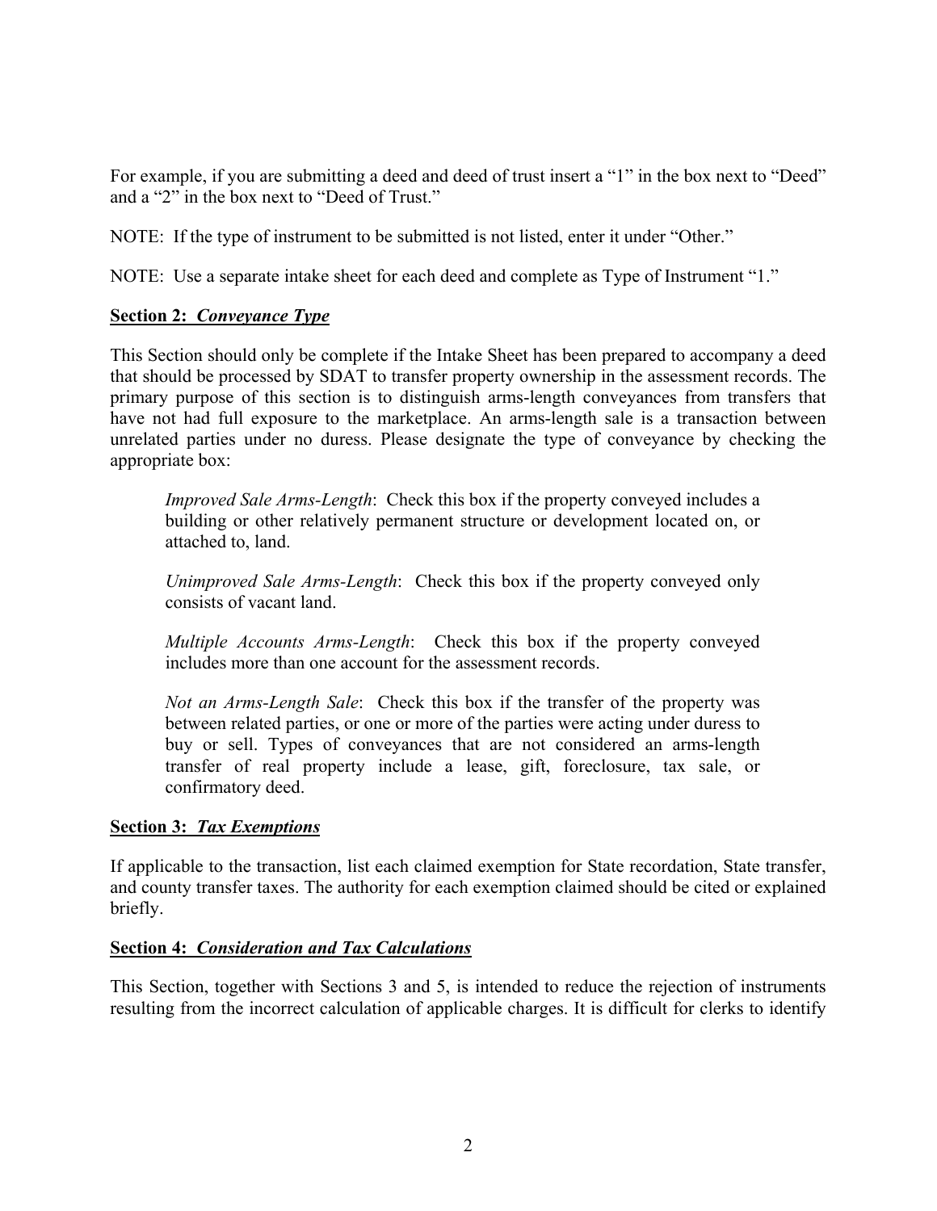For example, if you are submitting a deed and deed of trust insert a "1" in the box next to "Deed" and a "2" in the box next to "Deed of Trust."

NOTE: If the type of instrument to be submitted is not listed, enter it under "Other."

NOTE: Use a separate intake sheet for each deed and complete as Type of Instrument "1."

**Section 2:** ***Conveyance Type***

This Section should only be complete if the Intake Sheet has been prepared to accompany a deed that should be processed by SDAT to transfer property ownership in the assessment records. The primary purpose of this section is to distinguish arms-length conveyances from transfers that have not had full exposure to the marketplace. An arms-length sale is a transaction between unrelated parties under no duress. Please designate the type of conveyance by checking the appropriate box:

> *Improved Sale Arms-Length*: Check this box if the property conveyed includes a building or other relatively permanent structure or development located on, or attached to, land.
>
> *Unimproved Sale Arms-Length*: Check this box if the property conveyed only consists of vacant land.
>
> *Multiple Accounts Arms-Length*: Check this box if the property conveyed includes more than one account for the assessment records.
>
> *Not an Arms-Length Sale*: Check this box if the transfer of the property was between related parties, or one or more of the parties were acting under duress to buy or sell. Types of conveyances that are not considered an arms-length transfer of real property include a lease, gift, foreclosure, tax sale, or confirmatory deed.

**Section 3:** ***Tax Exemptions***

If applicable to the transaction, list each claimed exemption for State recordation, State transfer, and county transfer taxes. The authority for each exemption claimed should be cited or explained briefly.

**Section 4:** ***Consideration and Tax Calculations***

This Section, together with Sections 3 and 5, is intended to reduce the rejection of instruments resulting from the incorrect calculation of applicable charges. It is difficult for clerks to identify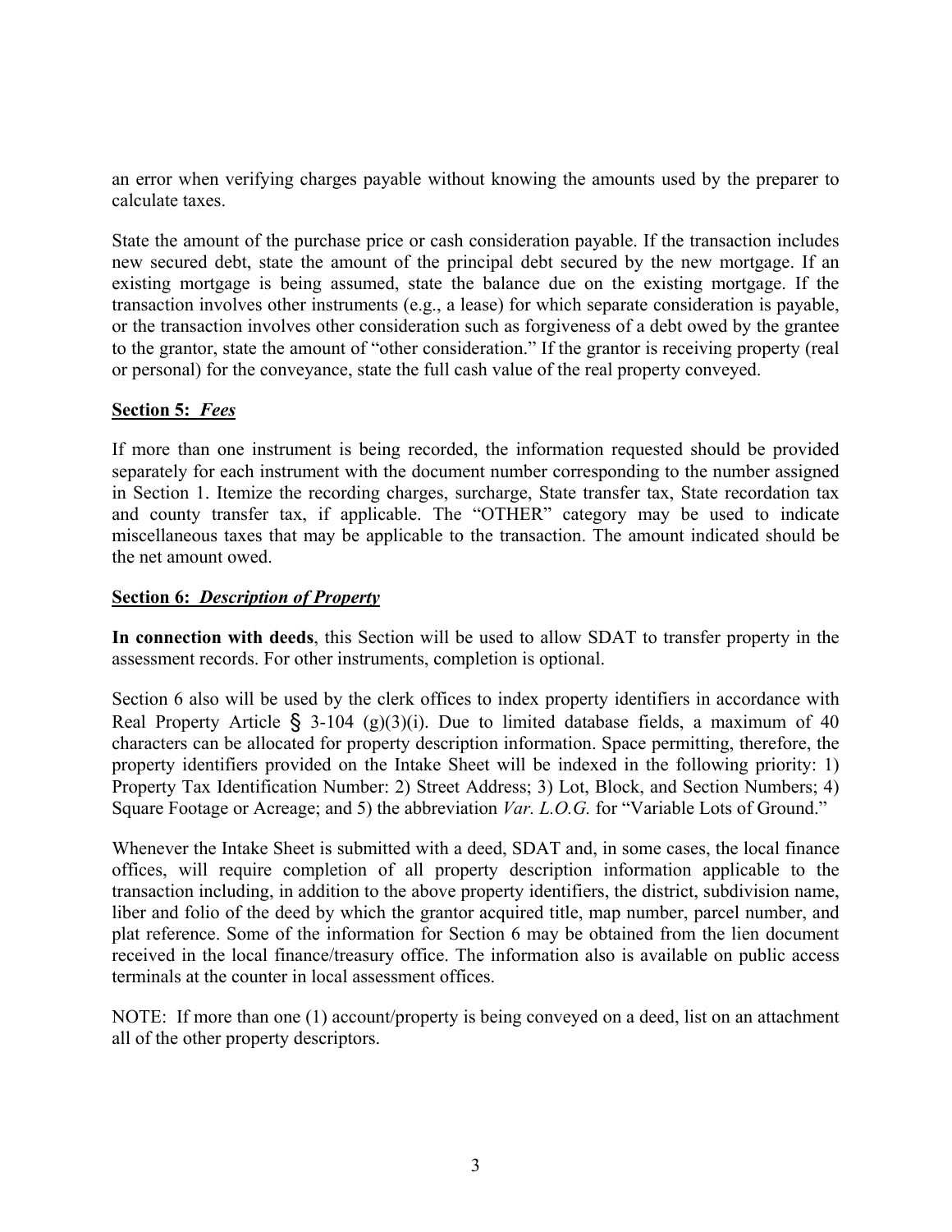an error when verifying charges payable without knowing the amounts used by the preparer to calculate taxes.

State the amount of the purchase price or cash consideration payable. If the transaction includes new secured debt, state the amount of the principal debt secured by the new mortgage. If an existing mortgage is being assumed, state the balance due on the existing mortgage. If the transaction involves other instruments (e.g., a lease) for which separate consideration is payable, or the transaction involves other consideration such as forgiveness of a debt owed by the grantee to the grantor, state the amount of "other consideration." If the grantor is receiving property (real or personal) for the conveyance, state the full cash value of the real property conveyed.

**Section 5:** ***Fees***

If more than one instrument is being recorded, the information requested should be provided separately for each instrument with the document number corresponding to the number assigned in Section 1. Itemize the recording charges, surcharge, State transfer tax, State recordation tax and county transfer tax, if applicable. The "OTHER" category may be used to indicate miscellaneous taxes that may be applicable to the transaction. The amount indicated should be the net amount owed.

**Section 6:** ***Description of Property***

**In connection with deeds**, this Section will be used to allow SDAT to transfer property in the assessment records. For other instruments, completion is optional.

Section 6 also will be used by the clerk offices to index property identifiers in accordance with Real Property Article § 3-104 (g)(3)(i). Due to limited database fields, a maximum of 40 characters can be allocated for property description information. Space permitting, therefore, the property identifiers provided on the Intake Sheet will be indexed in the following priority: 1) Property Tax Identification Number: 2) Street Address; 3) Lot, Block, and Section Numbers; 4) Square Footage or Acreage; and 5) the abbreviation *Var. L.O.G.* for "Variable Lots of Ground."

Whenever the Intake Sheet is submitted with a deed, SDAT and, in some cases, the local finance offices, will require completion of all property description information applicable to the transaction including, in addition to the above property identifiers, the district, subdivision name, liber and folio of the deed by which the grantor acquired title, map number, parcel number, and plat reference. Some of the information for Section 6 may be obtained from the lien document received in the local finance/treasury office. The information also is available on public access terminals at the counter in local assessment offices.

NOTE: If more than one (1) account/property is being conveyed on a deed, list on an attachment all of the other property descriptors.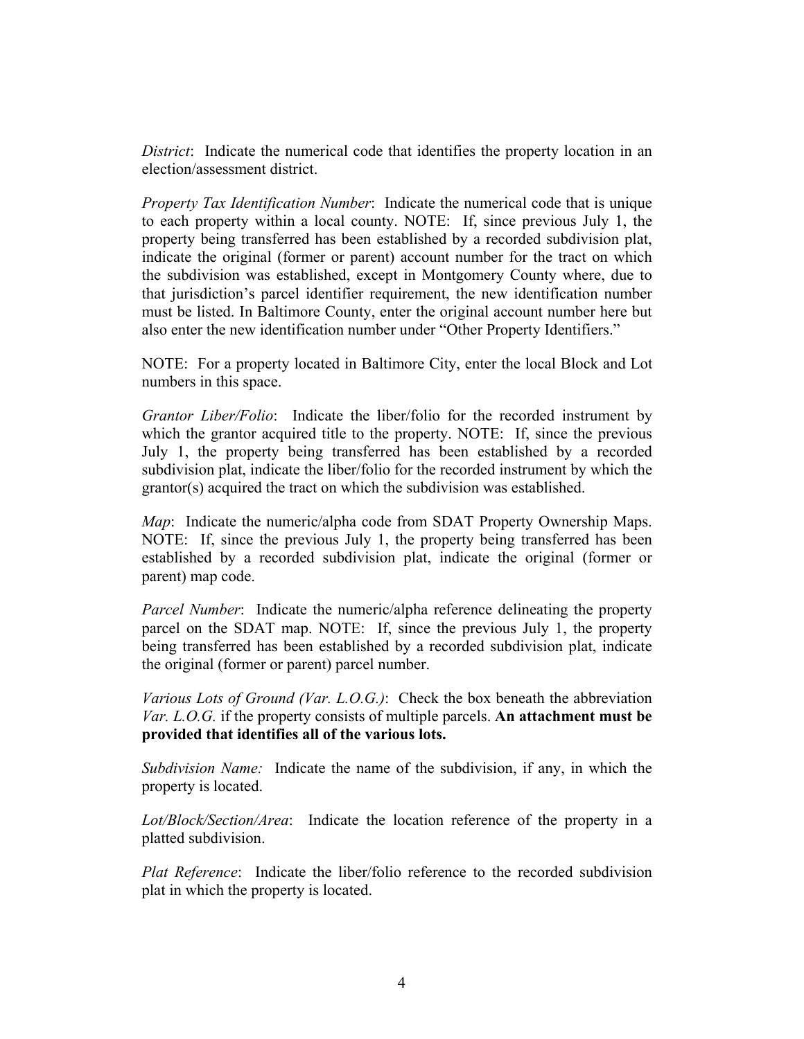*District*: Indicate the numerical code that identifies the property location in an election/assessment district.

*Property Tax Identification Number*: Indicate the numerical code that is unique to each property within a local county. NOTE: If, since previous July 1, the property being transferred has been established by a recorded subdivision plat, indicate the original (former or parent) account number for the tract on which the subdivision was established, except in Montgomery County where, due to that jurisdiction's parcel identifier requirement, the new identification number must be listed. In Baltimore County, enter the original account number here but also enter the new identification number under "Other Property Identifiers."

NOTE: For a property located in Baltimore City, enter the local Block and Lot numbers in this space.

*Grantor Liber/Folio*: Indicate the liber/folio for the recorded instrument by which the grantor acquired title to the property. NOTE: If, since the previous July 1, the property being transferred has been established by a recorded subdivision plat, indicate the liber/folio for the recorded instrument by which the grantor(s) acquired the tract on which the subdivision was established.

*Map*: Indicate the numeric/alpha code from SDAT Property Ownership Maps. NOTE: If, since the previous July 1, the property being transferred has been established by a recorded subdivision plat, indicate the original (former or parent) map code.

*Parcel Number*: Indicate the numeric/alpha reference delineating the property parcel on the SDAT map. NOTE: If, since the previous July 1, the property being transferred has been established by a recorded subdivision plat, indicate the original (former or parent) parcel number.

*Various Lots of Ground (Var. L.O.G.)*: Check the box beneath the abbreviation *Var. L.O.G.* if the property consists of multiple parcels. **An attachment must be provided that identifies all of the various lots.**

*Subdivision Name:* Indicate the name of the subdivision, if any, in which the property is located.

*Lot/Block/Section/Area*: Indicate the location reference of the property in a platted subdivision.

*Plat Reference*: Indicate the liber/folio reference to the recorded subdivision plat in which the property is located.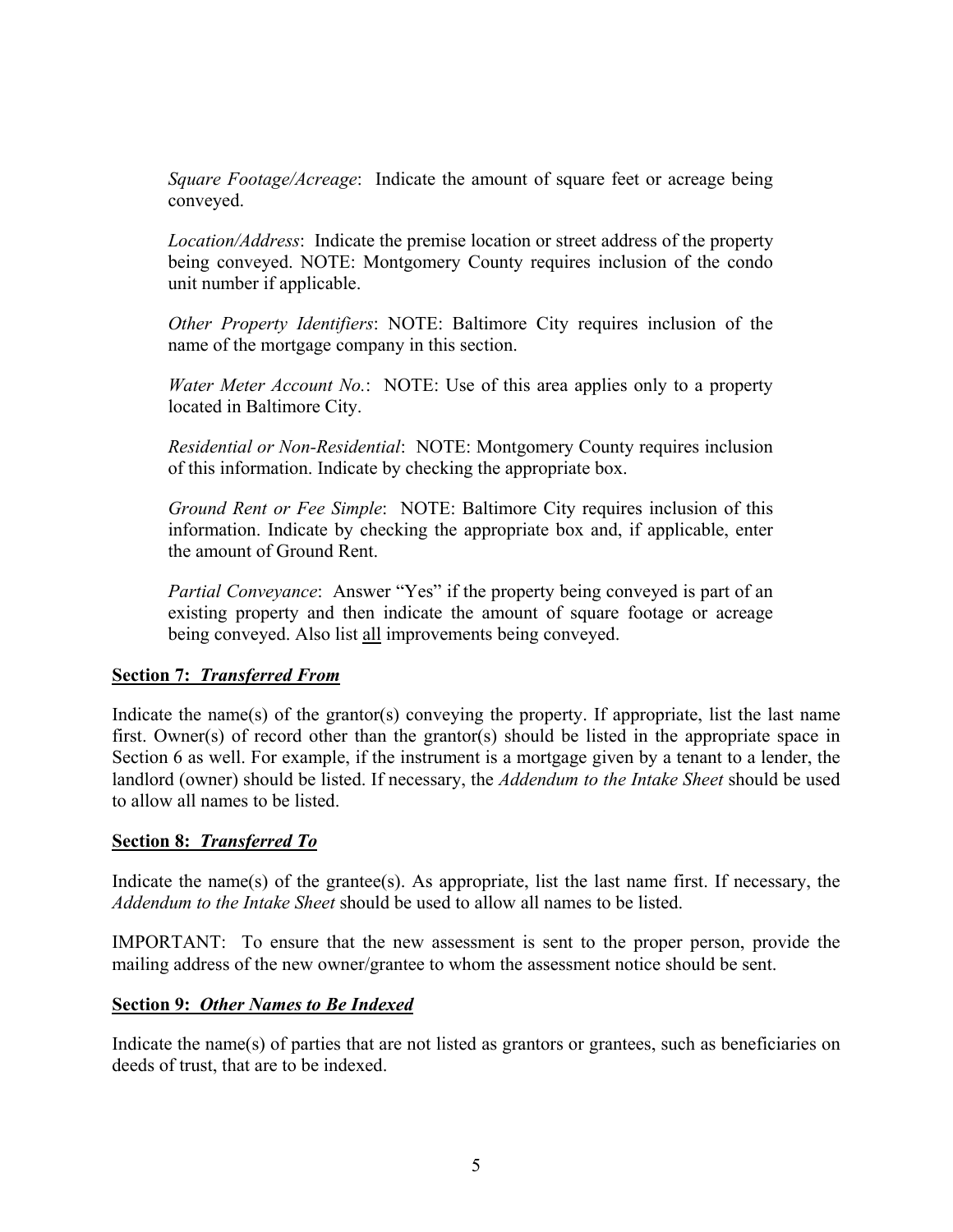*Square Footage/Acreage*: Indicate the amount of square feet or acreage being conveyed.

*Location/Address*: Indicate the premise location or street address of the property being conveyed. NOTE: Montgomery County requires inclusion of the condo unit number if applicable.

*Other Property Identifiers*: NOTE: Baltimore City requires inclusion of the name of the mortgage company in this section.

*Water Meter Account No.*: NOTE: Use of this area applies only to a property located in Baltimore City.

*Residential or Non-Residential*: NOTE: Montgomery County requires inclusion of this information. Indicate by checking the appropriate box.

*Ground Rent or Fee Simple*: NOTE: Baltimore City requires inclusion of this information. Indicate by checking the appropriate box and, if applicable, enter the amount of Ground Rent.

*Partial Conveyance*: Answer "Yes" if the property being conveyed is part of an existing property and then indicate the amount of square footage or acreage being conveyed. Also list <u>all</u> improvements being conveyed.

**Section 7: *Transferred From***

Indicate the name(s) of the grantor(s) conveying the property. If appropriate, list the last name first. Owner(s) of record other than the grantor(s) should be listed in the appropriate space in Section 6 as well. For example, if the instrument is a mortgage given by a tenant to a lender, the landlord (owner) should be listed. If necessary, the *Addendum to the Intake Sheet* should be used to allow all names to be listed.

**Section 8: *Transferred To***

Indicate the name(s) of the grantee(s). As appropriate, list the last name first. If necessary, the *Addendum to the Intake Sheet* should be used to allow all names to be listed.

IMPORTANT: To ensure that the new assessment is sent to the proper person, provide the mailing address of the new owner/grantee to whom the assessment notice should be sent.

**Section 9: *Other Names to Be Indexed***

Indicate the name(s) of parties that are not listed as grantors or grantees, such as beneficiaries on deeds of trust, that are to be indexed.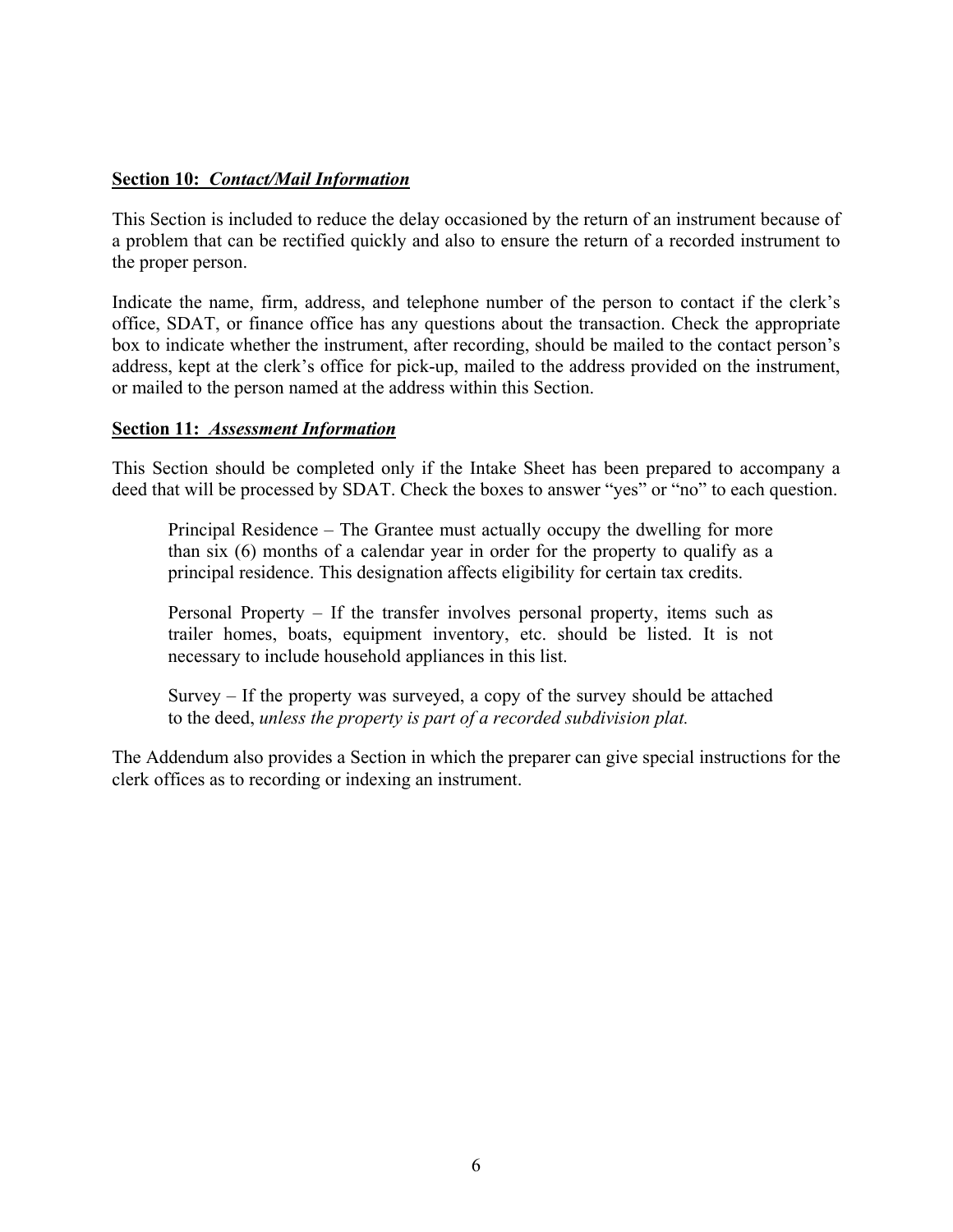**<u>Section 10: *Contact/Mail Information*</u>**

This Section is included to reduce the delay occasioned by the return of an instrument because of a problem that can be rectified quickly and also to ensure the return of a recorded instrument to the proper person.

Indicate the name, firm, address, and telephone number of the person to contact if the clerk's office, SDAT, or finance office has any questions about the transaction. Check the appropriate box to indicate whether the instrument, after recording, should be mailed to the contact person's address, kept at the clerk's office for pick-up, mailed to the address provided on the instrument, or mailed to the person named at the address within this Section.

**<u>Section 11: *Assessment Information*</u>**

This Section should be completed only if the Intake Sheet has been prepared to accompany a deed that will be processed by SDAT. Check the boxes to answer "yes" or "no" to each question.

> Principal Residence – The Grantee must actually occupy the dwelling for more than six (6) months of a calendar year in order for the property to qualify as a principal residence. This designation affects eligibility for certain tax credits.
>
> Personal Property – If the transfer involves personal property, items such as trailer homes, boats, equipment inventory, etc. should be listed. It is not necessary to include household appliances in this list.
>
> Survey – If the property was surveyed, a copy of the survey should be attached to the deed, *unless the property is part of a recorded subdivision plat.*

The Addendum also provides a Section in which the preparer can give special instructions for the clerk offices as to recording or indexing an instrument.